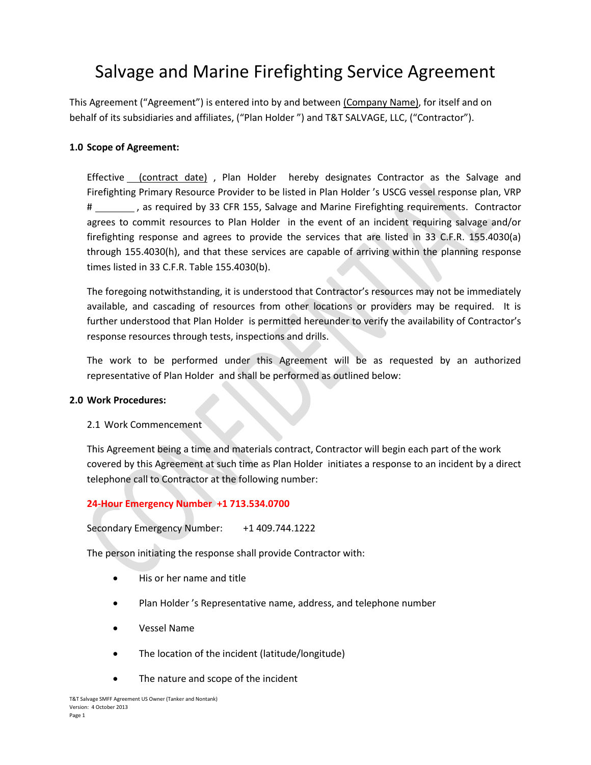# Salvage and Marine Firefighting Service Agreement

This Agreement ("Agreement") is entered into by and between (Company Name), for itself and on behalf of its subsidiaries and affiliates, ("Plan Holder ") and T&T SALVAGE, LLC, ("Contractor").

**1.0 Scope of Agreement:**

Effective (contract date) , Plan Holder hereby designates Contractor as the Salvage and Firefighting Primary Resource Provider to be listed in Plan Holder 's USCG vessel response plan, VRP # ________ , as required by 33 CFR 155, Salvage and Marine Firefighting requirements. Contractor agrees to commit resources to Plan Holder in the event of an incident requiring salvage and/or firefighting response and agrees to provide the services that are listed in 33 C.F.R. 155.4030(a) through 155.4030(h), and that these services are capable of arriving within the planning response times listed in 33 C.F.R. Table 155.4030(b).

The foregoing notwithstanding, it is understood that Contractor's resources may not be immediately available, and cascading of resources from other locations or providers may be required. It is further understood that Plan Holder is permitted hereunder to verify the availability of Contractor's response resources through tests, inspections and drills.

The work to be performed under this Agreement will be as requested by an authorized representative of Plan Holder and shall be performed as outlined below:

**2.0 Work Procedures:**

2.1 Work Commencement

This Agreement being a time and materials contract, Contractor will begin each part of the work covered by this Agreement at such time as Plan Holder initiates a response to an incident by a direct telephone call to Contractor at the following number:

**24-Hour Emergency Number +1 713.534.0700**

Secondary Emergency Number: +1 409.744.1222

The person initiating the response shall provide Contractor with:

- His or her name and title
- Plan Holder 's Representative name, address, and telephone number
- Vessel Name
- The location of the incident (latitude/longitude)
- The nature and scope of the incident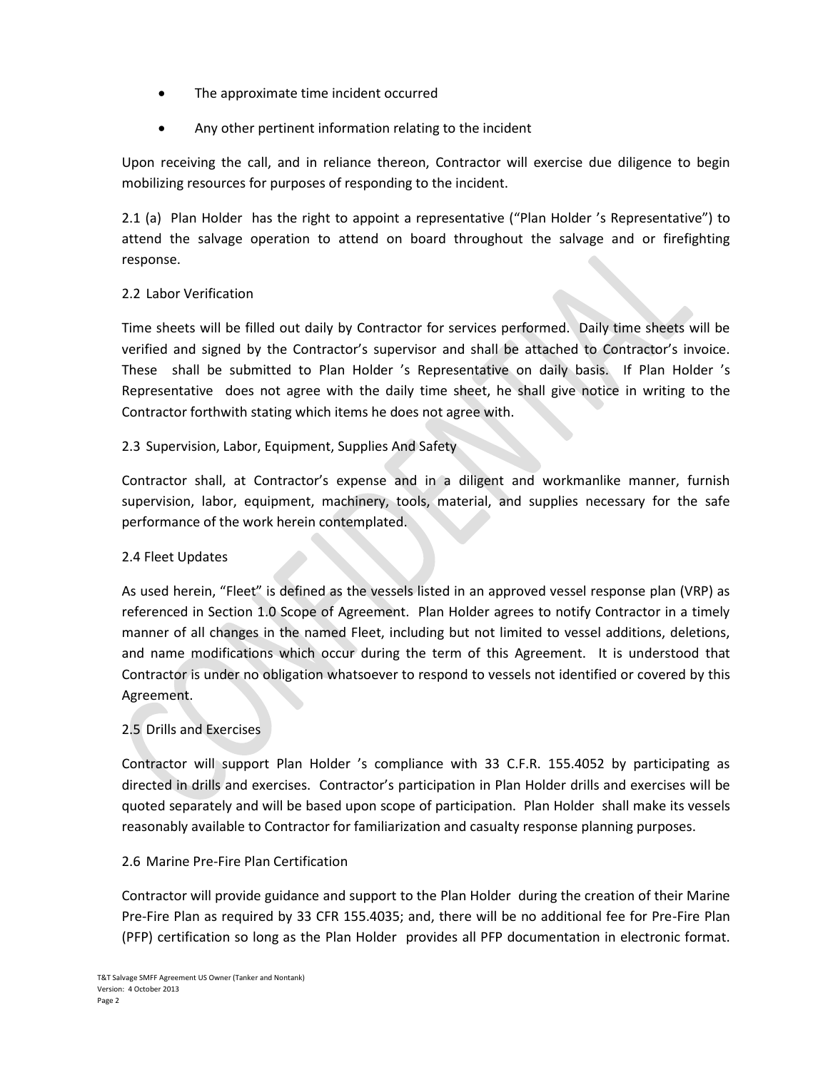- The approximate time incident occurred
- Any other pertinent information relating to the incident

Upon receiving the call, and in reliance thereon, Contractor will exercise due diligence to begin mobilizing resources for purposes of responding to the incident.

2.1 (a) Plan Holder has the right to appoint a representative ("Plan Holder 's Representative") to attend the salvage operation to attend on board throughout the salvage and or firefighting response.

2.2 Labor Verification

Time sheets will be filled out daily by Contractor for services performed. Daily time sheets will be verified and signed by the Contractor's supervisor and shall be attached to Contractor's invoice. These shall be submitted to Plan Holder 's Representative on daily basis. If Plan Holder 's Representative does not agree with the daily time sheet, he shall give notice in writing to the Contractor forthwith stating which items he does not agree with.

2.3 Supervision, Labor, Equipment, Supplies And Safety

Contractor shall, at Contractor's expense and in a diligent and workmanlike manner, furnish supervision, labor, equipment, machinery, tools, material, and supplies necessary for the safe performance of the work herein contemplated.

2.4 Fleet Updates

As used herein, "Fleet" is defined as the vessels listed in an approved vessel response plan (VRP) as referenced in Section 1.0 Scope of Agreement. Plan Holder agrees to notify Contractor in a timely manner of all changes in the named Fleet, including but not limited to vessel additions, deletions, and name modifications which occur during the term of this Agreement. It is understood that Contractor is under no obligation whatsoever to respond to vessels not identified or covered by this Agreement.

2.5 Drills and Exercises

Contractor will support Plan Holder 's compliance with 33 C.F.R. 155.4052 by participating as directed in drills and exercises. Contractor's participation in Plan Holder drills and exercises will be quoted separately and will be based upon scope of participation. Plan Holder shall make its vessels reasonably available to Contractor for familiarization and casualty response planning purposes.

2.6 Marine Pre-Fire Plan Certification

Contractor will provide guidance and support to the Plan Holder during the creation of their Marine Pre-Fire Plan as required by 33 CFR 155.4035; and, there will be no additional fee for Pre-Fire Plan (PFP) certification so long as the Plan Holder provides all PFP documentation in electronic format.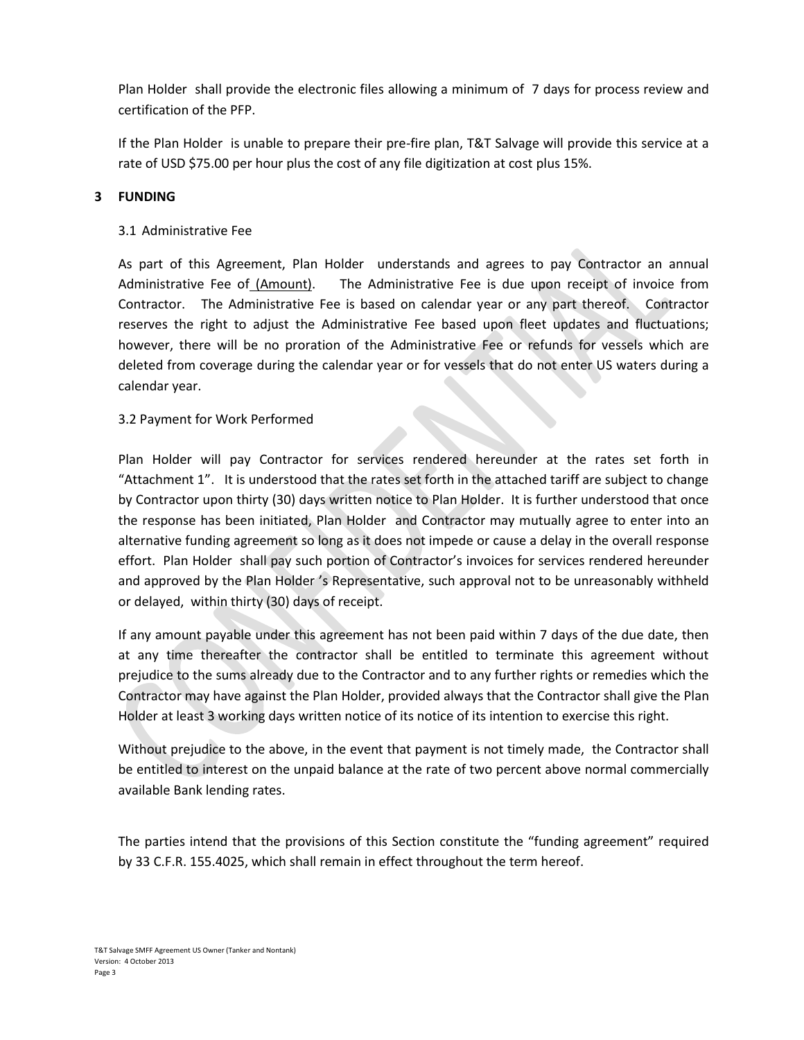Plan Holder shall provide the electronic files allowing a minimum of 7 days for process review and certification of the PFP.

If the Plan Holder is unable to prepare their pre-fire plan, T&T Salvage will provide this service at a rate of USD $75.00 per hour plus the cost of any file digitization at cost plus 15%.

## 3 FUNDING

### 3.1 Administrative Fee

As part of this Agreement, Plan Holder understands and agrees to pay Contractor an annual Administrative Fee of (Amount). The Administrative Fee is due upon receipt of invoice from Contractor. The Administrative Fee is based on calendar year or any part thereof. Contractor reserves the right to adjust the Administrative Fee based upon fleet updates and fluctuations; however, there will be no proration of the Administrative Fee or refunds for vessels which are deleted from coverage during the calendar year or for vessels that do not enter US waters during a calendar year.

### 3.2 Payment for Work Performed

Plan Holder will pay Contractor for services rendered hereunder at the rates set forth in "Attachment 1". It is understood that the rates set forth in the attached tariff are subject to change by Contractor upon thirty (30) days written notice to Plan Holder. It is further understood that once the response has been initiated, Plan Holder and Contractor may mutually agree to enter into an alternative funding agreement so long as it does not impede or cause a delay in the overall response effort. Plan Holder shall pay such portion of Contractor's invoices for services rendered hereunder and approved by the Plan Holder 's Representative, such approval not to be unreasonably withheld or delayed, within thirty (30) days of receipt.

If any amount payable under this agreement has not been paid within 7 days of the due date, then at any time thereafter the contractor shall be entitled to terminate this agreement without prejudice to the sums already due to the Contractor and to any further rights or remedies which the Contractor may have against the Plan Holder, provided always that the Contractor shall give the Plan Holder at least 3 working days written notice of its notice of its intention to exercise this right.

Without prejudice to the above, in the event that payment is not timely made, the Contractor shall be entitled to interest on the unpaid balance at the rate of two percent above normal commercially available Bank lending rates.

The parties intend that the provisions of this Section constitute the "funding agreement" required by 33 C.F.R. 155.4025, which shall remain in effect throughout the term hereof.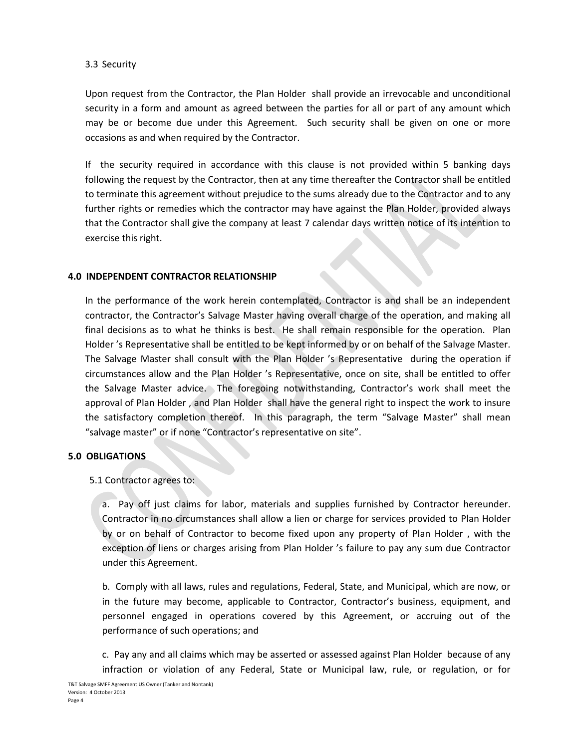3.3 Security

Upon request from the Contractor, the Plan Holder shall provide an irrevocable and unconditional security in a form and amount as agreed between the parties for all or part of any amount which may be or become due under this Agreement. Such security shall be given on one or more occasions as and when required by the Contractor.

If the security required in accordance with this clause is not provided within 5 banking days following the request by the Contractor, then at any time thereafter the Contractor shall be entitled to terminate this agreement without prejudice to the sums already due to the Contractor and to any further rights or remedies which the contractor may have against the Plan Holder, provided always that the Contractor shall give the company at least 7 calendar days written notice of its intention to exercise this right.

## 4.0 INDEPENDENT CONTRACTOR RELATIONSHIP

In the performance of the work herein contemplated, Contractor is and shall be an independent contractor, the Contractor's Salvage Master having overall charge of the operation, and making all final decisions as to what he thinks is best. He shall remain responsible for the operation. Plan Holder 's Representative shall be entitled to be kept informed by or on behalf of the Salvage Master. The Salvage Master shall consult with the Plan Holder 's Representative during the operation if circumstances allow and the Plan Holder 's Representative, once on site, shall be entitled to offer the Salvage Master advice. The foregoing notwithstanding, Contractor's work shall meet the approval of Plan Holder , and Plan Holder shall have the general right to inspect the work to insure the satisfactory completion thereof. In this paragraph, the term "Salvage Master" shall mean "salvage master" or if none "Contractor's representative on site".

## 5.0 OBLIGATIONS

5.1 Contractor agrees to:

a. Pay off just claims for labor, materials and supplies furnished by Contractor hereunder. Contractor in no circumstances shall allow a lien or charge for services provided to Plan Holder by or on behalf of Contractor to become fixed upon any property of Plan Holder , with the exception of liens or charges arising from Plan Holder 's failure to pay any sum due Contractor under this Agreement.

b. Comply with all laws, rules and regulations, Federal, State, and Municipal, which are now, or in the future may become, applicable to Contractor, Contractor's business, equipment, and personnel engaged in operations covered by this Agreement, or accruing out of the performance of such operations; and

c. Pay any and all claims which may be asserted or assessed against Plan Holder because of any infraction or violation of any Federal, State or Municipal law, rule, or regulation, or for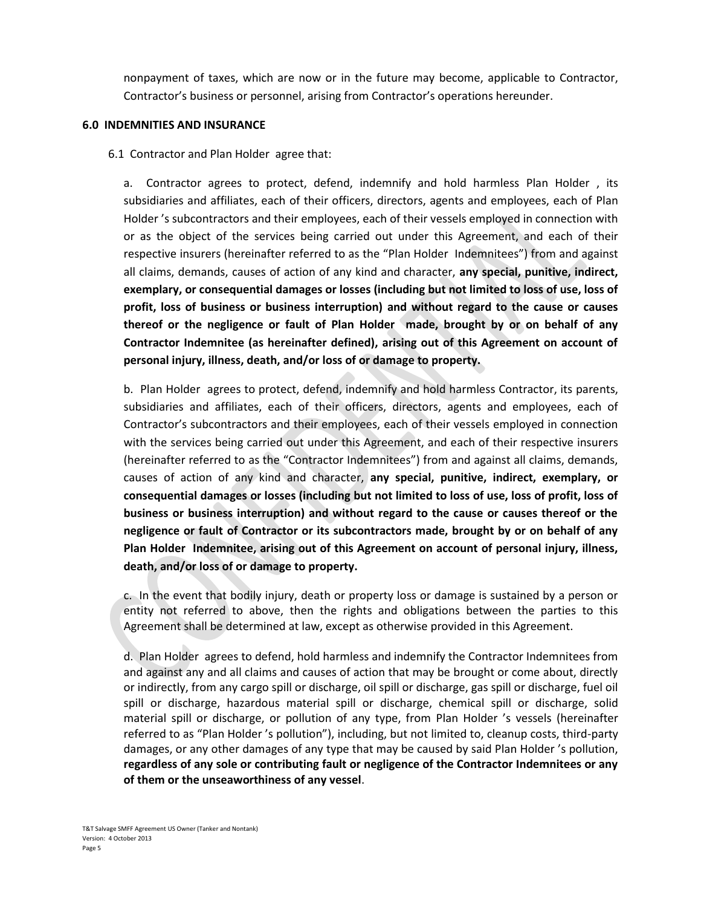nonpayment of taxes, which are now or in the future may become, applicable to Contractor, Contractor's business or personnel, arising from Contractor's operations hereunder.

## 6.0 INDEMNITIES AND INSURANCE

6.1 Contractor and Plan Holder agree that:

a. Contractor agrees to protect, defend, indemnify and hold harmless Plan Holder , its subsidiaries and affiliates, each of their officers, directors, agents and employees, each of Plan Holder 's subcontractors and their employees, each of their vessels employed in connection with or as the object of the services being carried out under this Agreement, and each of their respective insurers (hereinafter referred to as the "Plan Holder Indemnitees") from and against all claims, demands, causes of action of any kind and character, **any special, punitive, indirect, exemplary, or consequential damages or losses (including but not limited to loss of use, loss of profit, loss of business or business interruption) and without regard to the cause or causes thereof or the negligence or fault of Plan Holder made, brought by or on behalf of any Contractor Indemnitee (as hereinafter defined), arising out of this Agreement on account of personal injury, illness, death, and/or loss of or damage to property.**

b. Plan Holder agrees to protect, defend, indemnify and hold harmless Contractor, its parents, subsidiaries and affiliates, each of their officers, directors, agents and employees, each of Contractor's subcontractors and their employees, each of their vessels employed in connection with the services being carried out under this Agreement, and each of their respective insurers (hereinafter referred to as the "Contractor Indemnitees") from and against all claims, demands, causes of action of any kind and character, **any special, punitive, indirect, exemplary, or consequential damages or losses (including but not limited to loss of use, loss of profit, loss of business or business interruption) and without regard to the cause or causes thereof or the negligence or fault of Contractor or its subcontractors made, brought by or on behalf of any Plan Holder Indemnitee, arising out of this Agreement on account of personal injury, illness, death, and/or loss of or damage to property.**

c. In the event that bodily injury, death or property loss or damage is sustained by a person or entity not referred to above, then the rights and obligations between the parties to this Agreement shall be determined at law, except as otherwise provided in this Agreement.

d. Plan Holder agrees to defend, hold harmless and indemnify the Contractor Indemnitees from and against any and all claims and causes of action that may be brought or come about, directly or indirectly, from any cargo spill or discharge, oil spill or discharge, gas spill or discharge, fuel oil spill or discharge, hazardous material spill or discharge, chemical spill or discharge, solid material spill or discharge, or pollution of any type, from Plan Holder 's vessels (hereinafter referred to as "Plan Holder 's pollution"), including, but not limited to, cleanup costs, third-party damages, or any other damages of any type that may be caused by said Plan Holder 's pollution, **regardless of any sole or contributing fault or negligence of the Contractor Indemnitees or any of them or the unseaworthiness of any vessel**.

T&T Salvage SMFF Agreement US Owner (Tanker and Nontank)
Version: 4 October 2013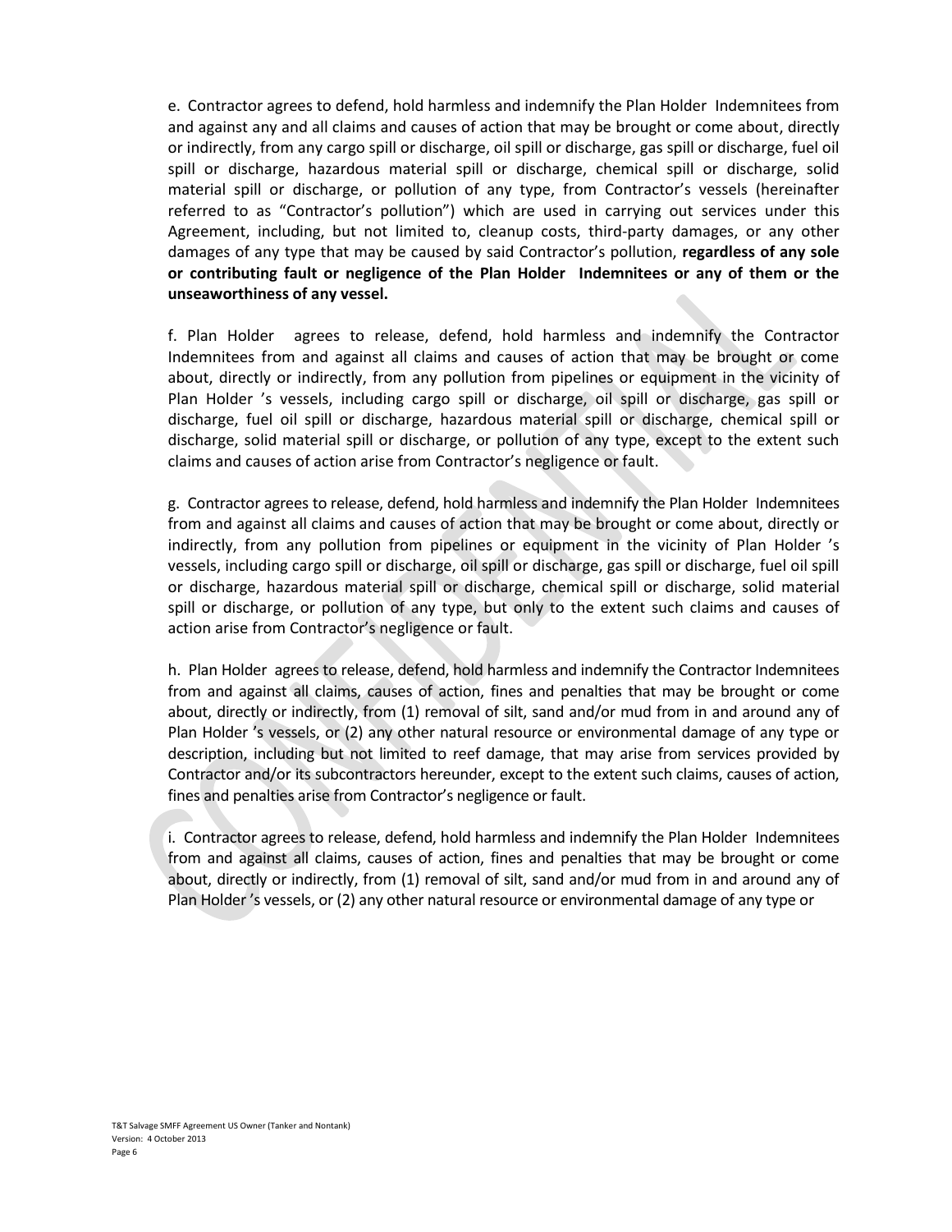e. Contractor agrees to defend, hold harmless and indemnify the Plan Holder Indemnitees from and against any and all claims and causes of action that may be brought or come about, directly or indirectly, from any cargo spill or discharge, oil spill or discharge, gas spill or discharge, fuel oil spill or discharge, hazardous material spill or discharge, chemical spill or discharge, solid material spill or discharge, or pollution of any type, from Contractor's vessels (hereinafter referred to as "Contractor's pollution") which are used in carrying out services under this Agreement, including, but not limited to, cleanup costs, third-party damages, or any other damages of any type that may be caused by said Contractor's pollution, **regardless of any sole or contributing fault or negligence of the Plan Holder Indemnitees or any of them or the unseaworthiness of any vessel.**

f. Plan Holder agrees to release, defend, hold harmless and indemnify the Contractor Indemnitees from and against all claims and causes of action that may be brought or come about, directly or indirectly, from any pollution from pipelines or equipment in the vicinity of Plan Holder 's vessels, including cargo spill or discharge, oil spill or discharge, gas spill or discharge, fuel oil spill or discharge, hazardous material spill or discharge, chemical spill or discharge, solid material spill or discharge, or pollution of any type, except to the extent such claims and causes of action arise from Contractor's negligence or fault.

g. Contractor agrees to release, defend, hold harmless and indemnify the Plan Holder Indemnitees from and against all claims and causes of action that may be brought or come about, directly or indirectly, from any pollution from pipelines or equipment in the vicinity of Plan Holder 's vessels, including cargo spill or discharge, oil spill or discharge, gas spill or discharge, fuel oil spill or discharge, hazardous material spill or discharge, chemical spill or discharge, solid material spill or discharge, or pollution of any type, but only to the extent such claims and causes of action arise from Contractor's negligence or fault.

h. Plan Holder agrees to release, defend, hold harmless and indemnify the Contractor Indemnitees from and against all claims, causes of action, fines and penalties that may be brought or come about, directly or indirectly, from (1) removal of silt, sand and/or mud from in and around any of Plan Holder 's vessels, or (2) any other natural resource or environmental damage of any type or description, including but not limited to reef damage, that may arise from services provided by Contractor and/or its subcontractors hereunder, except to the extent such claims, causes of action, fines and penalties arise from Contractor's negligence or fault.

i. Contractor agrees to release, defend, hold harmless and indemnify the Plan Holder Indemnitees from and against all claims, causes of action, fines and penalties that may be brought or come about, directly or indirectly, from (1) removal of silt, sand and/or mud from in and around any of Plan Holder 's vessels, or (2) any other natural resource or environmental damage of any type or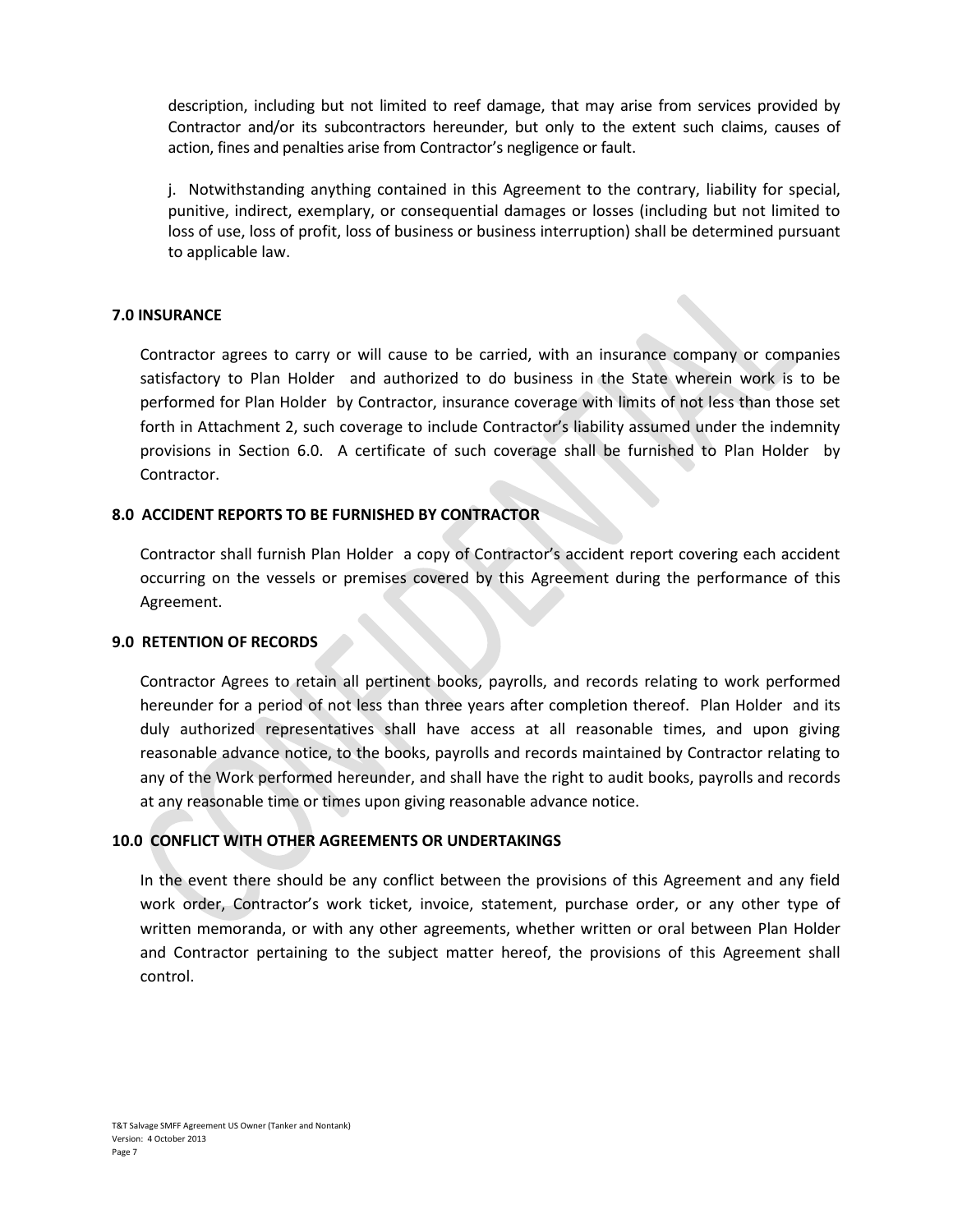description, including but not limited to reef damage, that may arise from services provided by Contractor and/or its subcontractors hereunder, but only to the extent such claims, causes of action, fines and penalties arise from Contractor's negligence or fault.

j. Notwithstanding anything contained in this Agreement to the contrary, liability for special, punitive, indirect, exemplary, or consequential damages or losses (including but not limited to loss of use, loss of profit, loss of business or business interruption) shall be determined pursuant to applicable law.

**7.0 INSURANCE**

Contractor agrees to carry or will cause to be carried, with an insurance company or companies satisfactory to Plan Holder and authorized to do business in the State wherein work is to be performed for Plan Holder by Contractor, insurance coverage with limits of not less than those set forth in Attachment 2, such coverage to include Contractor's liability assumed under the indemnity provisions in Section 6.0. A certificate of such coverage shall be furnished to Plan Holder by Contractor.

**8.0 ACCIDENT REPORTS TO BE FURNISHED BY CONTRACTOR**

Contractor shall furnish Plan Holder a copy of Contractor's accident report covering each accident occurring on the vessels or premises covered by this Agreement during the performance of this Agreement.

**9.0 RETENTION OF RECORDS**

Contractor Agrees to retain all pertinent books, payrolls, and records relating to work performed hereunder for a period of not less than three years after completion thereof. Plan Holder and its duly authorized representatives shall have access at all reasonable times, and upon giving reasonable advance notice, to the books, payrolls and records maintained by Contractor relating to any of the Work performed hereunder, and shall have the right to audit books, payrolls and records at any reasonable time or times upon giving reasonable advance notice.

**10.0 CONFLICT WITH OTHER AGREEMENTS OR UNDERTAKINGS**

In the event there should be any conflict between the provisions of this Agreement and any field work order, Contractor's work ticket, invoice, statement, purchase order, or any other type of written memoranda, or with any other agreements, whether written or oral between Plan Holder and Contractor pertaining to the subject matter hereof, the provisions of this Agreement shall control.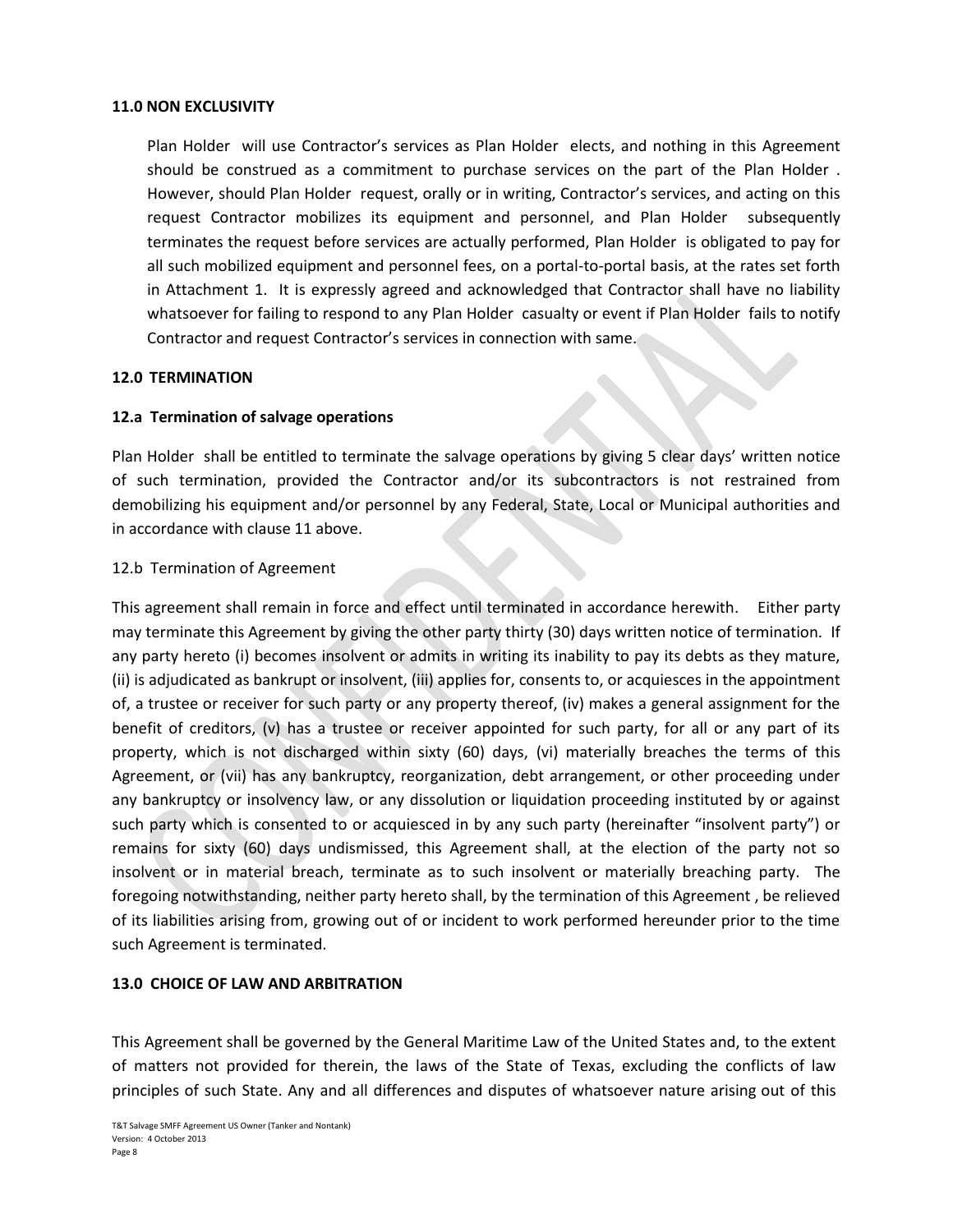**11.0 NON EXCLUSIVITY**

Plan Holder will use Contractor's services as Plan Holder elects, and nothing in this Agreement should be construed as a commitment to purchase services on the part of the Plan Holder. However, should Plan Holder request, orally or in writing, Contractor's services, and acting on this request Contractor mobilizes its equipment and personnel, and Plan Holder subsequently terminates the request before services are actually performed, Plan Holder is obligated to pay for all such mobilized equipment and personnel fees, on a portal-to-portal basis, at the rates set forth in Attachment 1. It is expressly agreed and acknowledged that Contractor shall have no liability whatsoever for failing to respond to any Plan Holder casualty or event if Plan Holder fails to notify Contractor and request Contractor's services in connection with same.

**12.0 TERMINATION**

**12.a Termination of salvage operations**

Plan Holder shall be entitled to terminate the salvage operations by giving 5 clear days' written notice of such termination, provided the Contractor and/or its subcontractors is not restrained from demobilizing his equipment and/or personnel by any Federal, State, Local or Municipal authorities and in accordance with clause 11 above.

12.b Termination of Agreement

This agreement shall remain in force and effect until terminated in accordance herewith. Either party may terminate this Agreement by giving the other party thirty (30) days written notice of termination. If any party hereto (i) becomes insolvent or admits in writing its inability to pay its debts as they mature, (ii) is adjudicated as bankrupt or insolvent, (iii) applies for, consents to, or acquiesces in the appointment of, a trustee or receiver for such party or any property thereof, (iv) makes a general assignment for the benefit of creditors, (v) has a trustee or receiver appointed for such party, for all or any part of its property, which is not discharged within sixty (60) days, (vi) materially breaches the terms of this Agreement, or (vii) has any bankruptcy, reorganization, debt arrangement, or other proceeding under any bankruptcy or insolvency law, or any dissolution or liquidation proceeding instituted by or against such party which is consented to or acquiesced in by any such party (hereinafter "insolvent party") or remains for sixty (60) days undismissed, this Agreement shall, at the election of the party not so insolvent or in material breach, terminate as to such insolvent or materially breaching party. The foregoing notwithstanding, neither party hereto shall, by the termination of this Agreement , be relieved of its liabilities arising from, growing out of or incident to work performed hereunder prior to the time such Agreement is terminated.

**13.0 CHOICE OF LAW AND ARBITRATION**

This Agreement shall be governed by the General Maritime Law of the United States and, to the extent of matters not provided for therein, the laws of the State of Texas, excluding the conflicts of law principles of such State. Any and all differences and disputes of whatsoever nature arising out of this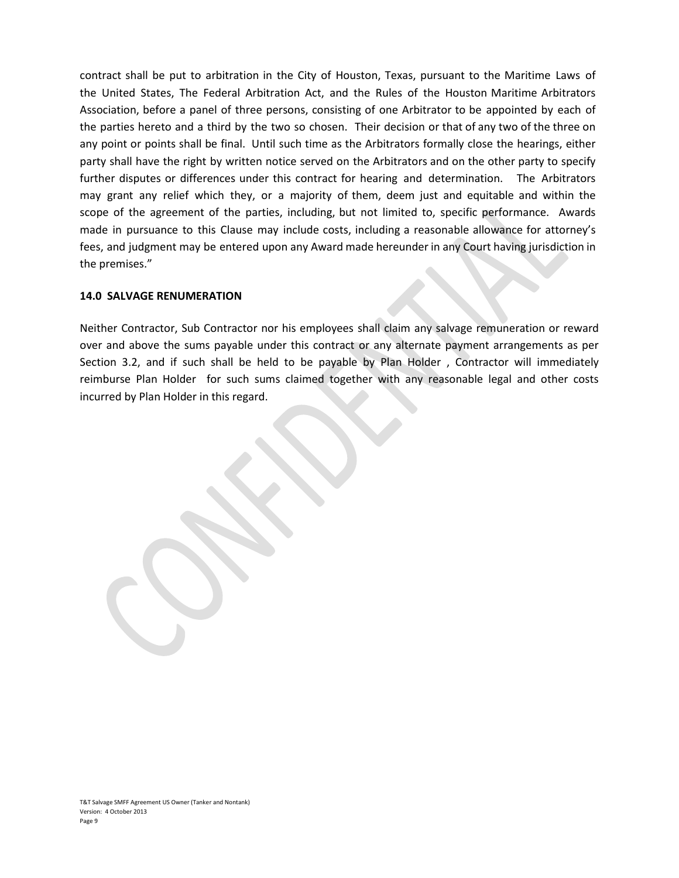contract shall be put to arbitration in the City of Houston, Texas, pursuant to the Maritime Laws of the United States, The Federal Arbitration Act, and the Rules of the Houston Maritime Arbitrators Association, before a panel of three persons, consisting of one Arbitrator to be appointed by each of the parties hereto and a third by the two so chosen. Their decision or that of any two of the three on any point or points shall be final. Until such time as the Arbitrators formally close the hearings, either party shall have the right by written notice served on the Arbitrators and on the other party to specify further disputes or differences under this contract for hearing and determination. The Arbitrators may grant any relief which they, or a majority of them, deem just and equitable and within the scope of the agreement of the parties, including, but not limited to, specific performance. Awards made in pursuance to this Clause may include costs, including a reasonable allowance for attorney's fees, and judgment may be entered upon any Award made hereunder in any Court having jurisdiction in the premises."

**14.0 SALVAGE RENUMERATION**

Neither Contractor, Sub Contractor nor his employees shall claim any salvage remuneration or reward over and above the sums payable under this contract or any alternate payment arrangements as per Section 3.2, and if such shall be held to be payable by Plan Holder , Contractor will immediately reimburse Plan Holder for such sums claimed together with any reasonable legal and other costs incurred by Plan Holder in this regard.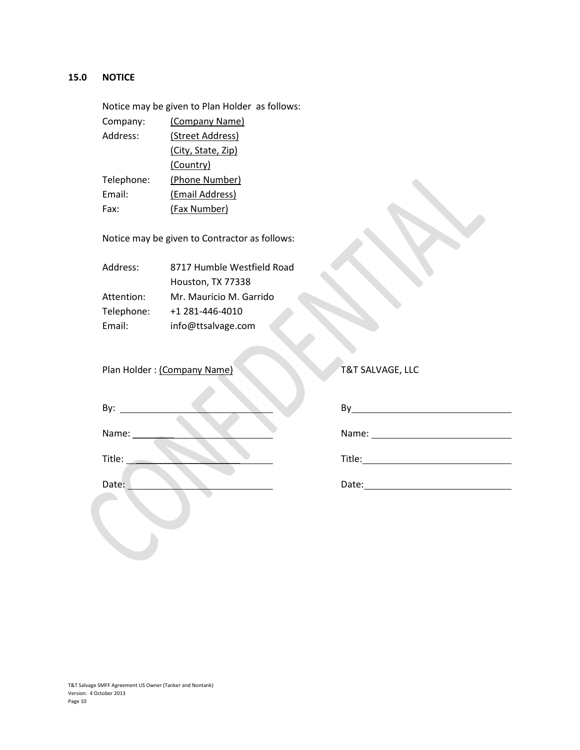## 15.0 NOTICE

Notice may be given to Plan Holder as follows:

Company: (Company Name)
Address: (Street Address)
(City, State, Zip)
(Country)
Telephone: (Phone Number)
Email: (Email Address)
Fax: (Fax Number)

Notice may be given to Contractor as follows:

Address: 8717 Humble Westfield Road
Houston, TX 77338
Attention: Mr. Mauricio M. Garrido
Telephone: +1 281-446-4010
Email: info@ttsalvage.com

| Plan Holder : (Company Name) | T&T SALVAGE, LLC |
|---|---|
| By: ____________________ | By ____________________ |
| Name: ____________________ | Name: ____________________ |
| Title: ____________________ | Title: ____________________ |
| Date: ____________________ | Date: ____________________ |

CONFIDENTIAL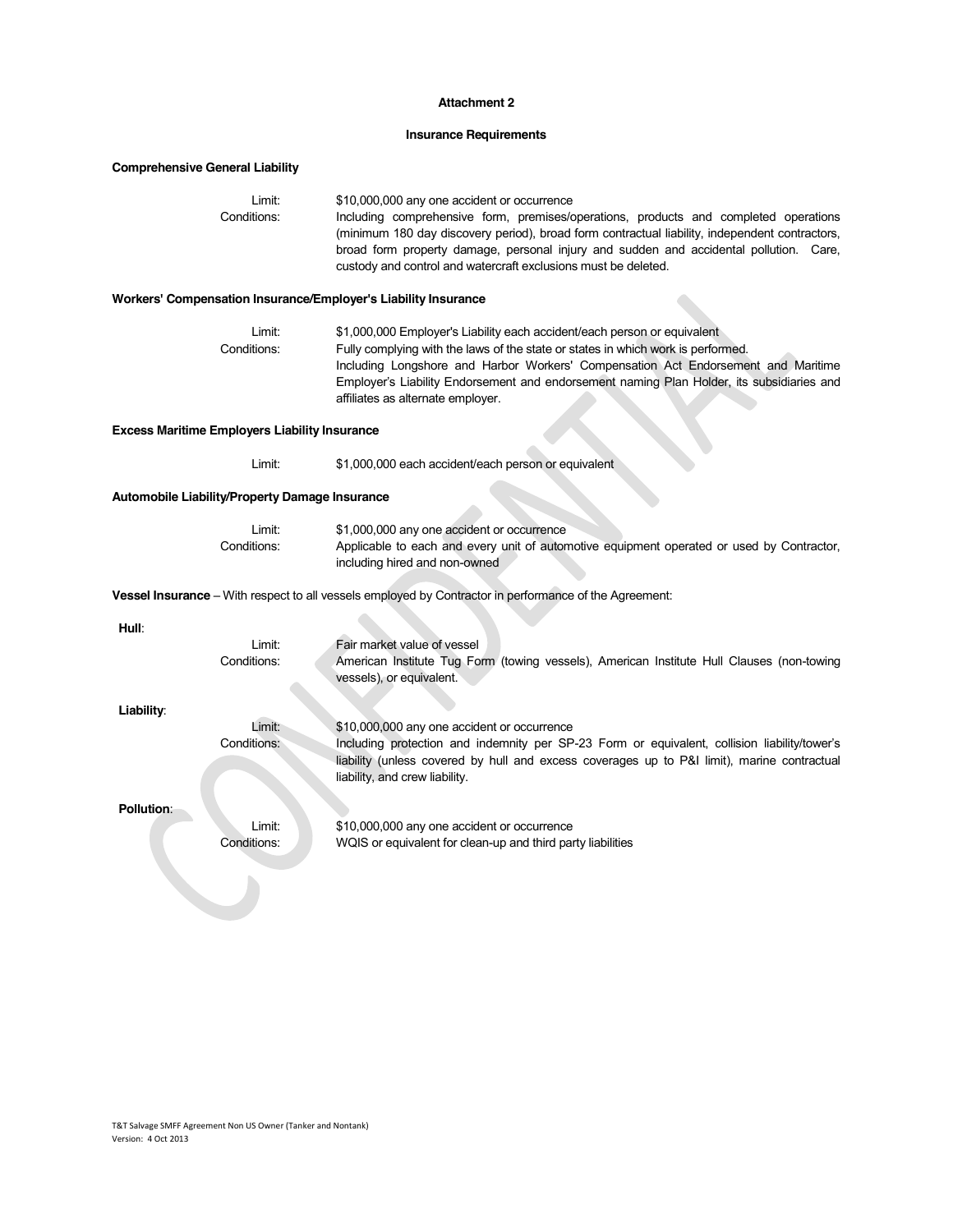**Attachment 2**

**Insurance Requirements**

**Comprehensive General Liability**

Limit: $10,000,000 any one accident or occurrence

Conditions: Including comprehensive form, premises/operations, products and completed operations (minimum 180 day discovery period), broad form contractual liability, independent contractors, broad form property damage, personal injury and sudden and accidental pollution. Care, custody and control and watercraft exclusions must be deleted.

**Workers' Compensation Insurance/Employer's Liability Insurance**

Limit: $1,000,000 Employer's Liability each accident/each person or equivalent

Conditions: Fully complying with the laws of the state or states in which work is performed. Including Longshore and Harbor Workers' Compensation Act Endorsement and Maritime Employer's Liability Endorsement and endorsement naming Plan Holder, its subsidiaries and affiliates as alternate employer.

**Excess Maritime Employers Liability Insurance**

Limit: $1,000,000 each accident/each person or equivalent

**Automobile Liability/Property Damage Insurance**

Limit: $1,000,000 any one accident or occurrence

Conditions: Applicable to each and every unit of automotive equipment operated or used by Contractor, including hired and non-owned

**Vessel Insurance** – With respect to all vessels employed by Contractor in performance of the Agreement:

**Hull**:

Limit: Fair market value of vessel

Conditions: American Institute Tug Form (towing vessels), American Institute Hull Clauses (non-towing vessels), or equivalent.

**Liability**:

Limit: $10,000,000 any one accident or occurrence

Conditions: Including protection and indemnity per SP-23 Form or equivalent, collision liability/tower's liability (unless covered by hull and excess coverages up to P&I limit), marine contractual liability, and crew liability.

**Pollution**:

Limit: $10,000,000 any one accident or occurrence

Conditions: WQIS or equivalent for clean-up and third party liabilities